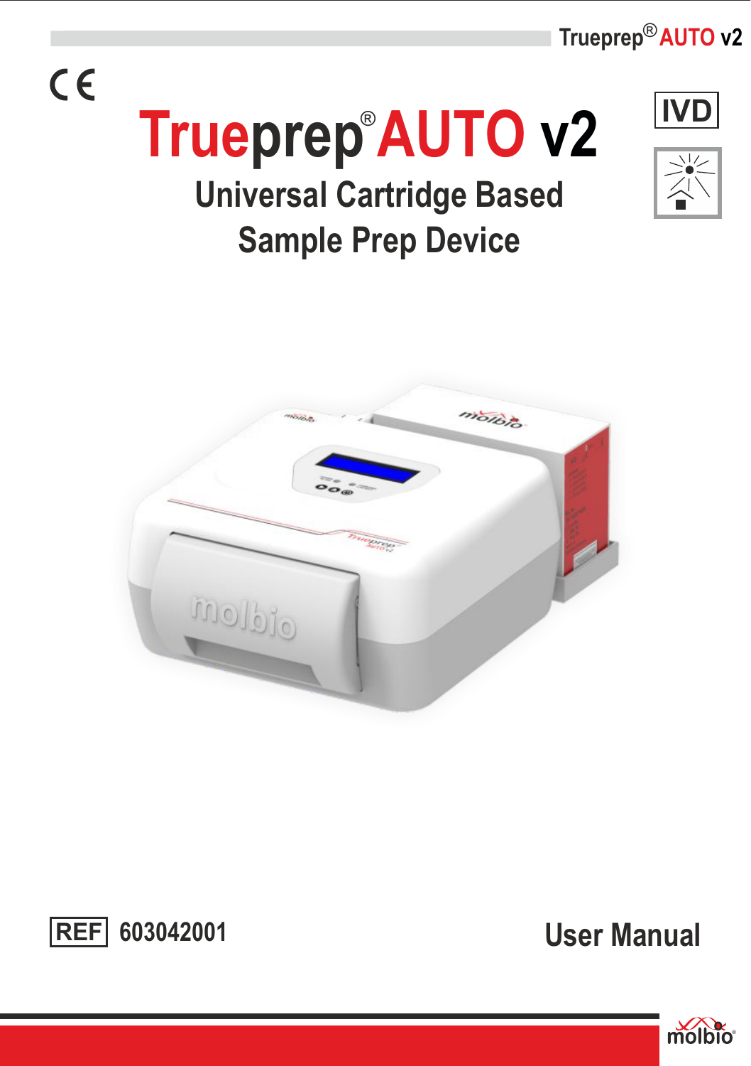CE

# Trueprep® AUTO v2

IVD

## Universal Cartridge Based Sample Prep Device

REF 603042001

User Manual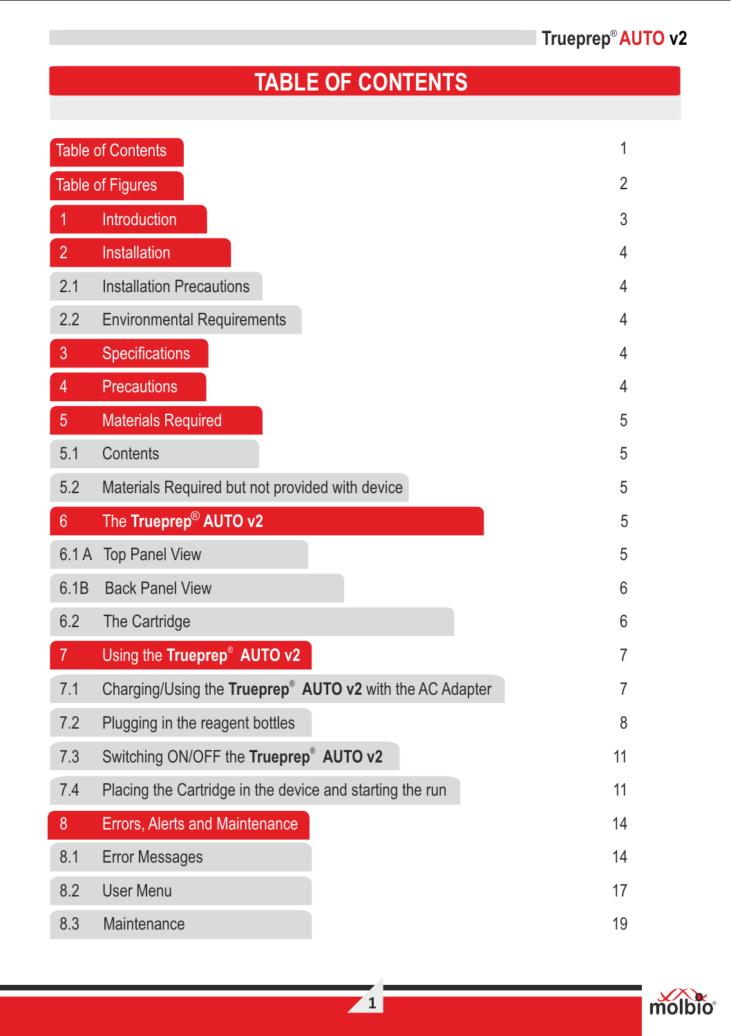# TABLE OF CONTENTS

| Section | Page |
|---|---|
| Table of Contents | 1 |
| Table of Figures | 2 |
| 1 Introduction | 3 |
| 2 Installation | 4 |
| 2.1 Installation Precautions | 4 |
| 2.2 Environmental Requirements | 4 |
| 3 Specifications | 4 |
| 4 Precautions | 4 |
| 5 Materials Required | 5 |
| 5.1 Contents | 5 |
| 5.2 Materials Required but not provided with device | 5 |
| 6 The **Trueprep**® **AUTO v2** | 5 |
| 6.1 A Top Panel View | 5 |
| 6.1B Back Panel View | 6 |
| 6.2 The Cartridge | 6 |
| 7 Using the **Trueprep**® **AUTO v2** | 7 |
| 7.1 Charging/Using the **Trueprep**® **AUTO v2** with the AC Adapter | 7 |
| 7.2 Plugging in the reagent bottles | 8 |
| 7.3 Switching ON/OFF the **Trueprep**® **AUTO v2** | 11 |
| 7.4 Placing the Cartridge in the device and starting the run | 11 |
| 8 Errors, Alerts and Maintenance | 14 |
| 8.1 Error Messages | 14 |
| 8.2 User Menu | 17 |
| 8.3 Maintenance | 19 |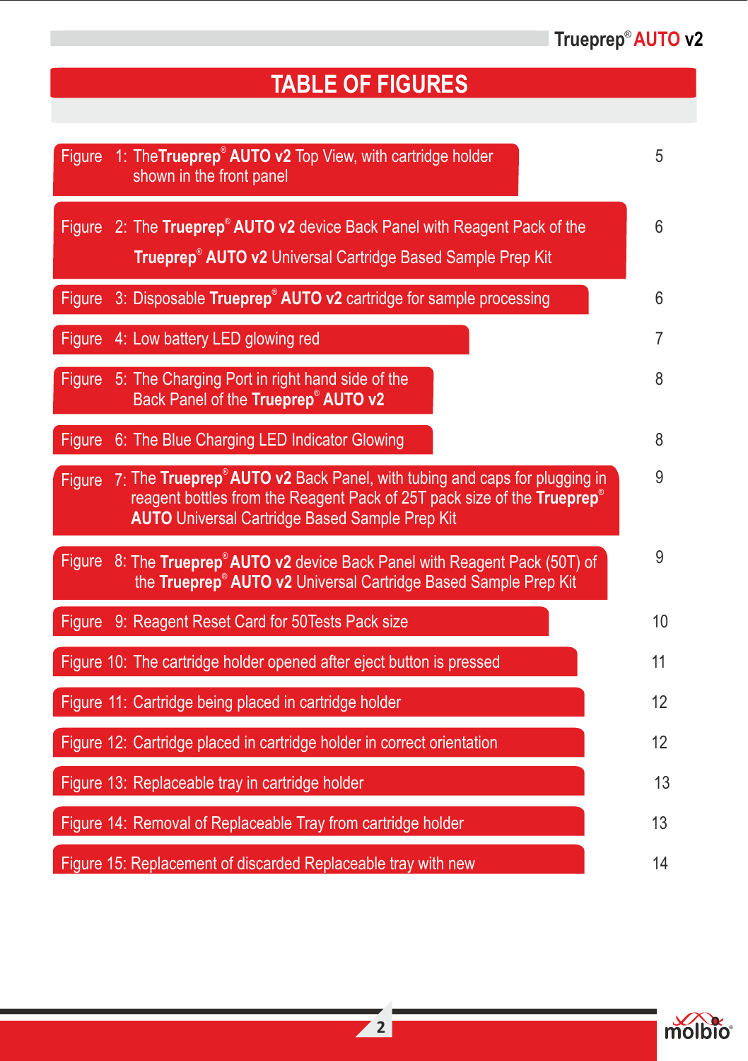# TABLE OF FIGURES

| Figure | Page |
|---|---|
| Figure 1: The **Trueprep® AUTO v2** Top View, with cartridge holder shown in the front panel | 5 |
| Figure 2: The **Trueprep® AUTO v2** device Back Panel with Reagent Pack of the **Trueprep® AUTO v2** Universal Cartridge Based Sample Prep Kit | 6 |
| Figure 3: Disposable **Trueprep® AUTO v2** cartridge for sample processing | 6 |
| Figure 4: Low battery LED glowing red | 7 |
| Figure 5: The Charging Port in right hand side of the Back Panel of the **Trueprep® AUTO v2** | 8 |
| Figure 6: The Blue Charging LED Indicator Glowing | 8 |
| Figure 7: The **Trueprep® AUTO v2** Back Panel, with tubing and caps for plugging in reagent bottles from the Reagent Pack of 25T pack size of the **Trueprep® AUTO** Universal Cartridge Based Sample Prep Kit | 9 |
| Figure 8: The **Trueprep® AUTO v2** device Back Panel with Reagent Pack (50T) of the **Trueprep® AUTO v2** Universal Cartridge Based Sample Prep Kit | 9 |
| Figure 9: Reagent Reset Card for 50Tests Pack size | 10 |
| Figure 10: The cartridge holder opened after eject button is pressed | 11 |
| Figure 11: Cartridge being placed in cartridge holder | 12 |
| Figure 12: Cartridge placed in cartridge holder in correct orientation | 12 |
| Figure 13: Replaceable tray in cartridge holder | 13 |
| Figure 14: Removal of Replaceable Tray from cartridge holder | 13 |
| Figure 15: Replacement of discarded Replaceable tray with new | 14 |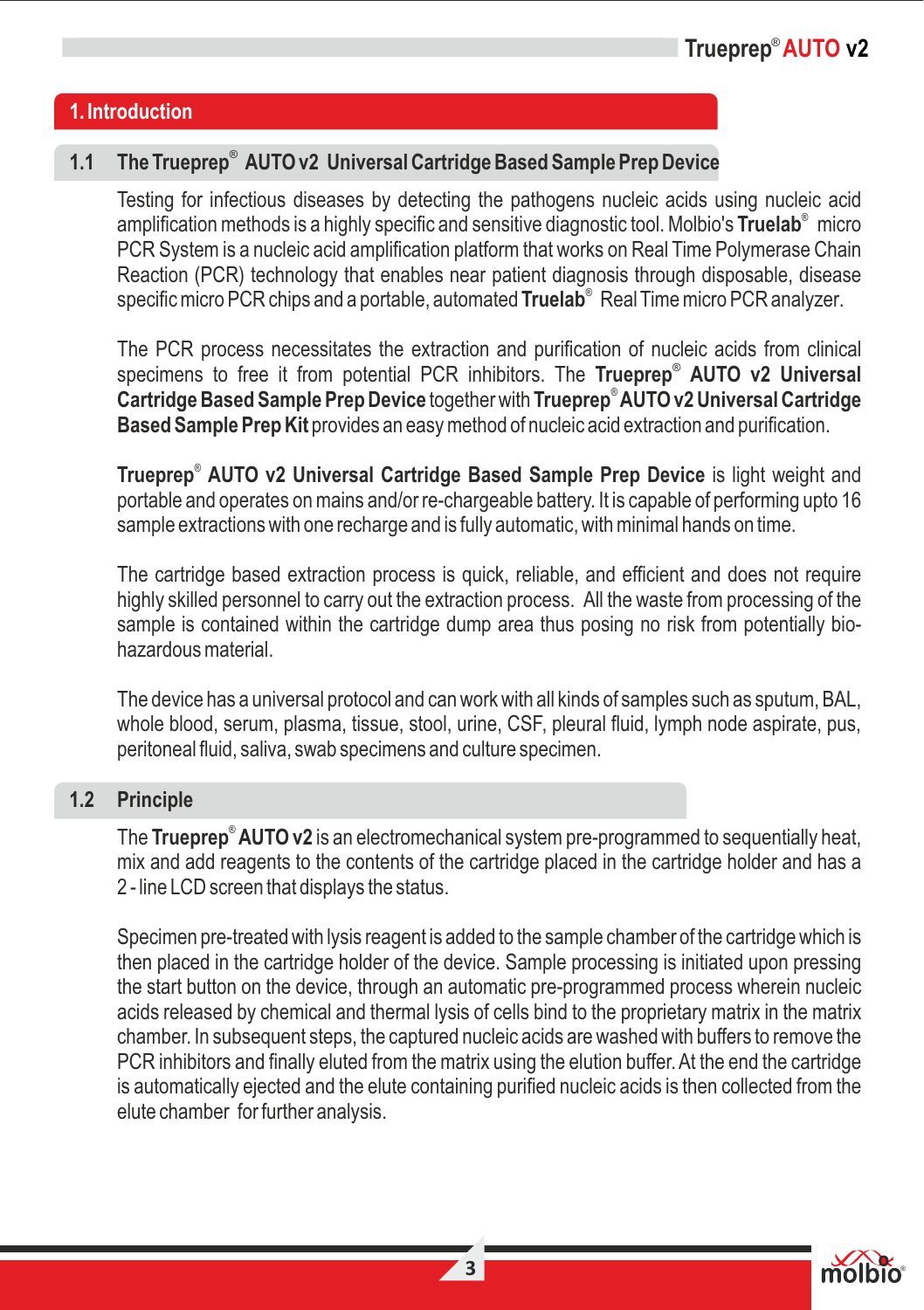# 1. Introduction

## 1.1 The Trueprep® AUTO v2 Universal Cartridge Based Sample Prep Device

Testing for infectious diseases by detecting the pathogens nucleic acids using nucleic acid amplification methods is a highly specific and sensitive diagnostic tool. Molbio's **Truelab**® micro PCR System is a nucleic acid amplification platform that works on Real Time Polymerase Chain Reaction (PCR) technology that enables near patient diagnosis through disposable, disease specific micro PCR chips and a portable, automated **Truelab**® Real Time micro PCR analyzer.

The PCR process necessitates the extraction and purification of nucleic acids from clinical specimens to free it from potential PCR inhibitors. The **Trueprep**® **AUTO v2 Universal Cartridge Based Sample Prep Device** together with **Trueprep**® **AUTO v2 Universal Cartridge Based Sample Prep Kit** provides an easy method of nucleic acid extraction and purification.

**Trueprep**® **AUTO v2 Universal Cartridge Based Sample Prep Device** is light weight and portable and operates on mains and/or re-chargeable battery. It is capable of performing upto 16 sample extractions with one recharge and is fully automatic, with minimal hands on time.

The cartridge based extraction process is quick, reliable, and efficient and does not require highly skilled personnel to carry out the extraction process. All the waste from processing of the sample is contained within the cartridge dump area thus posing no risk from potentially bio-hazardous material.

The device has a universal protocol and can work with all kinds of samples such as sputum, BAL, whole blood, serum, plasma, tissue, stool, urine, CSF, pleural fluid, lymph node aspirate, pus, peritoneal fluid, saliva, swab specimens and culture specimen.

## 1.2 Principle

The **Trueprep**® **AUTO v2** is an electromechanical system pre-programmed to sequentially heat, mix and add reagents to the contents of the cartridge placed in the cartridge holder and has a 2 - line LCD screen that displays the status.

Specimen pre-treated with lysis reagent is added to the sample chamber of the cartridge which is then placed in the cartridge holder of the device. Sample processing is initiated upon pressing the start button on the device, through an automatic pre-programmed process wherein nucleic acids released by chemical and thermal lysis of cells bind to the proprietary matrix in the matrix chamber. In subsequent steps, the captured nucleic acids are washed with buffers to remove the PCR inhibitors and finally eluted from the matrix using the elution buffer. At the end the cartridge is automatically ejected and the elute containing purified nucleic acids is then collected from the elute chamber for further analysis.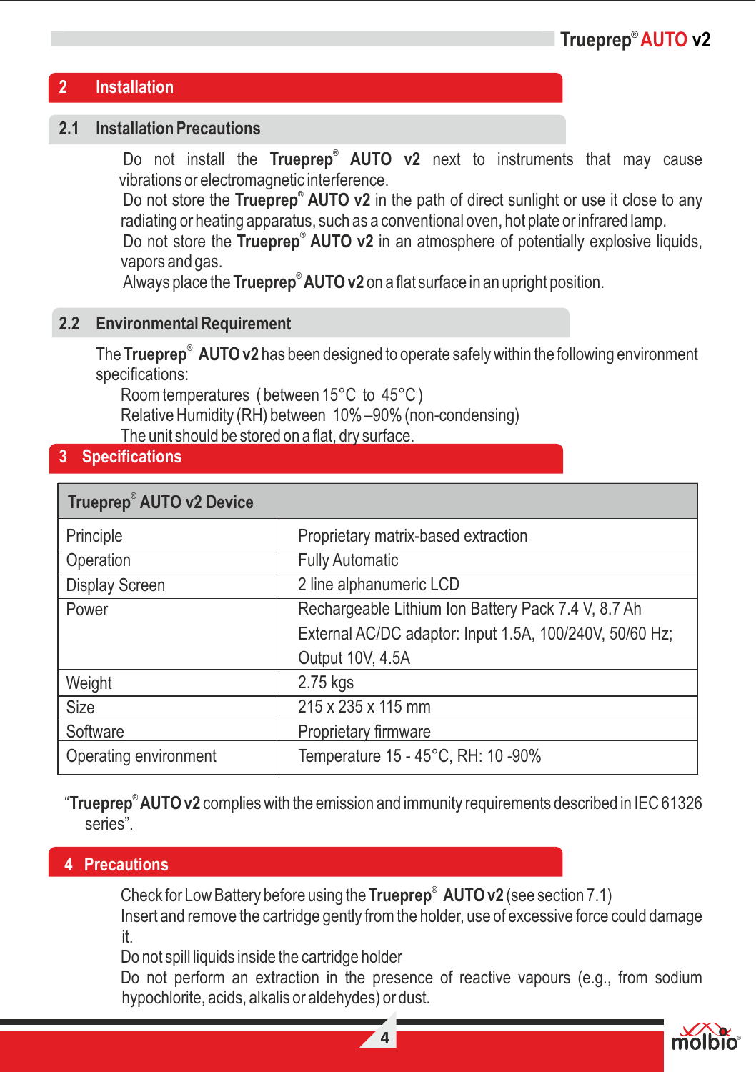## 2 Installation

### 2.1 Installation Precautions

Do not install the **Trueprep® AUTO v2** next to instruments that may cause vibrations or electromagnetic interference.

Do not store the **Trueprep® AUTO v2** in the path of direct sunlight or use it close to any radiating or heating apparatus, such as a conventional oven, hot plate or infrared lamp.

Do not store the **Trueprep® AUTO v2** in an atmosphere of potentially explosive liquids, vapors and gas.

Always place the **Trueprep® AUTO v2** on a flat surface in an upright position.

### 2.2 Environmental Requirement

The **Trueprep® AUTO v2** has been designed to operate safely within the following environment specifications:

Room temperatures (between 15°C to 45°C)

Relative Humidity (RH) between 10%–90% (non-condensing)

The unit should be stored on a flat, dry surface.

## 3 Specifications

| **Trueprep® AUTO v2 Device** | |
|---|---|
| Principle | Proprietary matrix-based extraction |
| Operation | Fully Automatic |
| Display Screen | 2 line alphanumeric LCD |
| Power | Rechargeable Lithium Ion Battery Pack 7.4 V, 8.7 Ah<br>External AC/DC adaptor: Input 1.5A, 100/240V, 50/60 Hz; Output 10V, 4.5A |
| Weight | 2.75 kgs |
| Size | 215 x 235 x 115 mm |
| Software | Proprietary firmware |
| Operating environment | Temperature 15 - 45°C, RH: 10 -90% |

"**Trueprep® AUTO v2** complies with the emission and immunity requirements described in IEC 61326 series".

## 4 Precautions

Check for Low Battery before using the **Trueprep® AUTO v2** (see section 7.1)

Insert and remove the cartridge gently from the holder, use of excessive force could damage it.

Do not spill liquids inside the cartridge holder

Do not perform an extraction in the presence of reactive vapours (e.g., from sodium hypochlorite, acids, alkalis or aldehydes) or dust.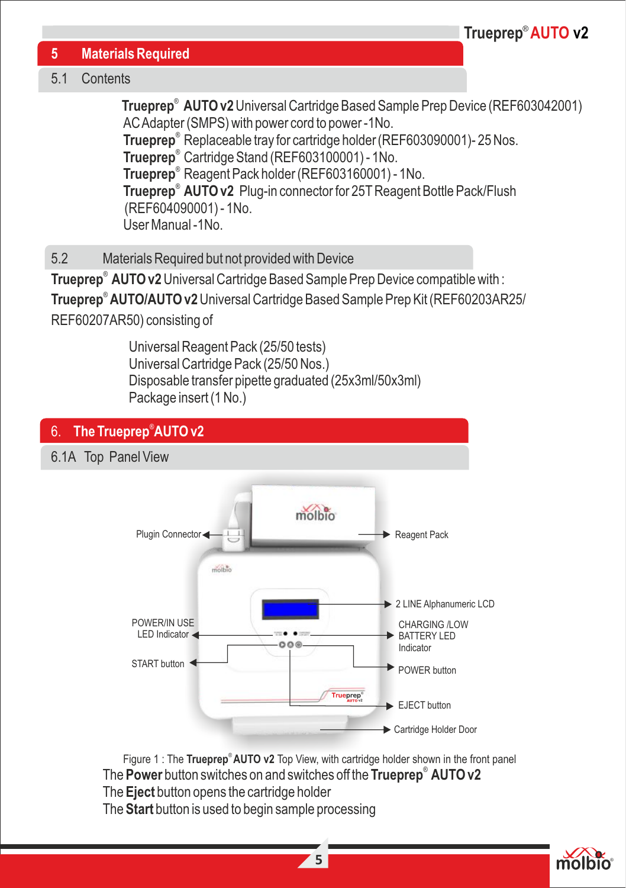## 5 Materials Required

### 5.1 Contents

**Trueprep® AUTO v2** Universal Cartridge Based Sample Prep Device (REF603042001)
AC Adapter (SMPS) with power cord to power -1No.
**Trueprep®** Replaceable tray for cartridge holder (REF603090001)- 25 Nos.
**Trueprep®** Cartridge Stand (REF603100001) - 1No.
**Trueprep®** Reagent Pack holder (REF603160001) - 1No.
**Trueprep® AUTO v2** Plug-in connector for 25T Reagent Bottle Pack/Flush (REF604090001) - 1No.
User Manual -1No.

### 5.2 Materials Required but not provided with Device

**Trueprep® AUTO v2** Universal Cartridge Based Sample Prep Device compatible with :
**Trueprep® AUTO/AUTO v2** Universal Cartridge Based Sample Prep Kit (REF60203AR25/ REF60207AR50) consisting of

Universal Reagent Pack (25/50 tests)
Universal Cartridge Pack (25/50 Nos.)
Disposable transfer pipette graduated (25x3ml/50x3ml)
Package insert (1 No.)

## 6. The Trueprep® AUTO v2

### 6.1A Top Panel View

Plugin Connector
Reagent Pack
2 LINE Alphanumeric LCD
POWER/IN USE LED Indicator
CHARGING /LOW BATTERY LED Indicator
START button
POWER button
EJECT button
Cartridge Holder Door

Figure 1 : The **Trueprep® AUTO v2** Top View, with cartridge holder shown in the front panel

The **Power** button switches on and switches off the **Trueprep® AUTO v2**
The **Eject** button opens the cartridge holder
The **Start** button is used to begin sample processing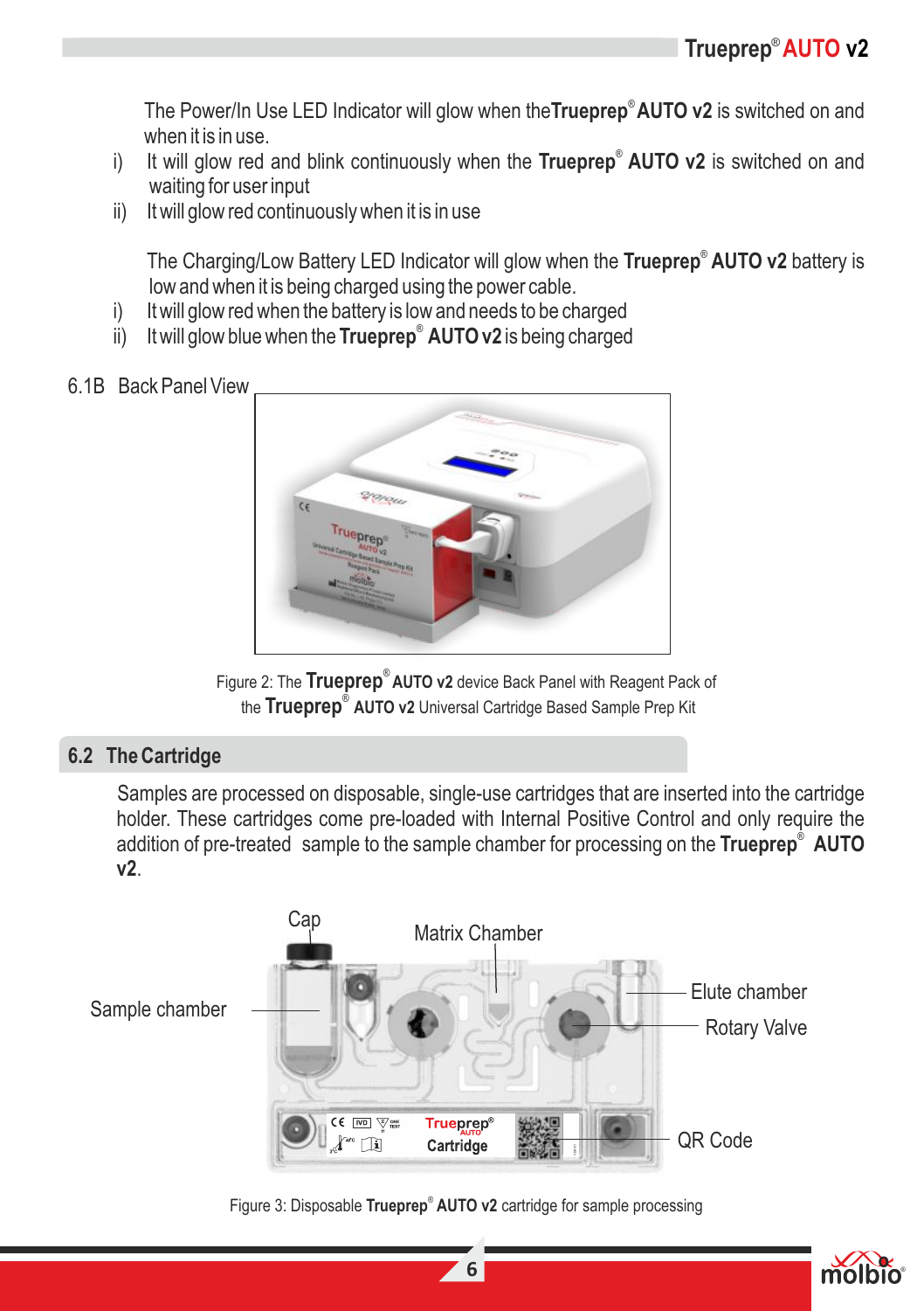The Power/In Use LED Indicator will glow when the **Trueprep® AUTO v2** is switched on and when it is in use.

i) It will glow red and blink continuously when the **Trueprep® AUTO v2** is switched on and waiting for user input

ii) It will glow red continuously when it is in use

The Charging/Low Battery LED Indicator will glow when the **Trueprep® AUTO v2** battery is low and when it is being charged using the power cable.

i) It will glow red when the battery is low and needs to be charged

ii) It will glow blue when the **Trueprep® AUTO v2** is being charged

### 6.1B Back Panel View

Figure 2: The **Trueprep® AUTO v2** device Back Panel with Reagent Pack of the **Trueprep® AUTO v2** Universal Cartridge Based Sample Prep Kit

## 6.2 The Cartridge

Samples are processed on disposable, single-use cartridges that are inserted into the cartridge holder. These cartridges come pre-loaded with Internal Positive Control and only require the addition of pre-treated sample to the sample chamber for processing on the **Trueprep® AUTO v2**.

Cap

Matrix Chamber

Sample chamber

Elute chamber

Rotary Valve

QR Code

Figure 3: Disposable **Trueprep® AUTO v2** cartridge for sample processing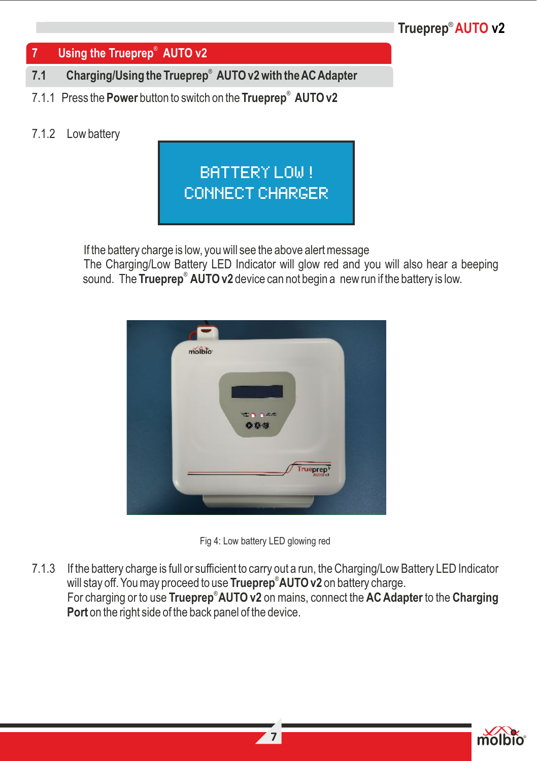# 7 Using the Trueprep® AUTO v2

## 7.1 Charging/Using the Trueprep® AUTO v2 with the AC Adapter

7.1.1 Press the **Power** button to switch on the **Trueprep® AUTO v2**

7.1.2 Low battery

BATTERY LOW !
CONNECT CHARGER

If the battery charge is low, you will see the above alert message
The Charging/Low Battery LED Indicator will glow red and you will also hear a beeping sound. The **Trueprep® AUTO v2** device can not begin a new run if the battery is low.

Fig 4: Low battery LED glowing red

7.1.3 If the battery charge is full or sufficient to carry out a run, the Charging/Low Battery LED Indicator will stay off. You may proceed to use **Trueprep® AUTO v2** on battery charge.
For charging or to use **Trueprep® AUTO v2** on mains, connect the **AC Adapter** to the **Charging Port** on the right side of the back panel of the device.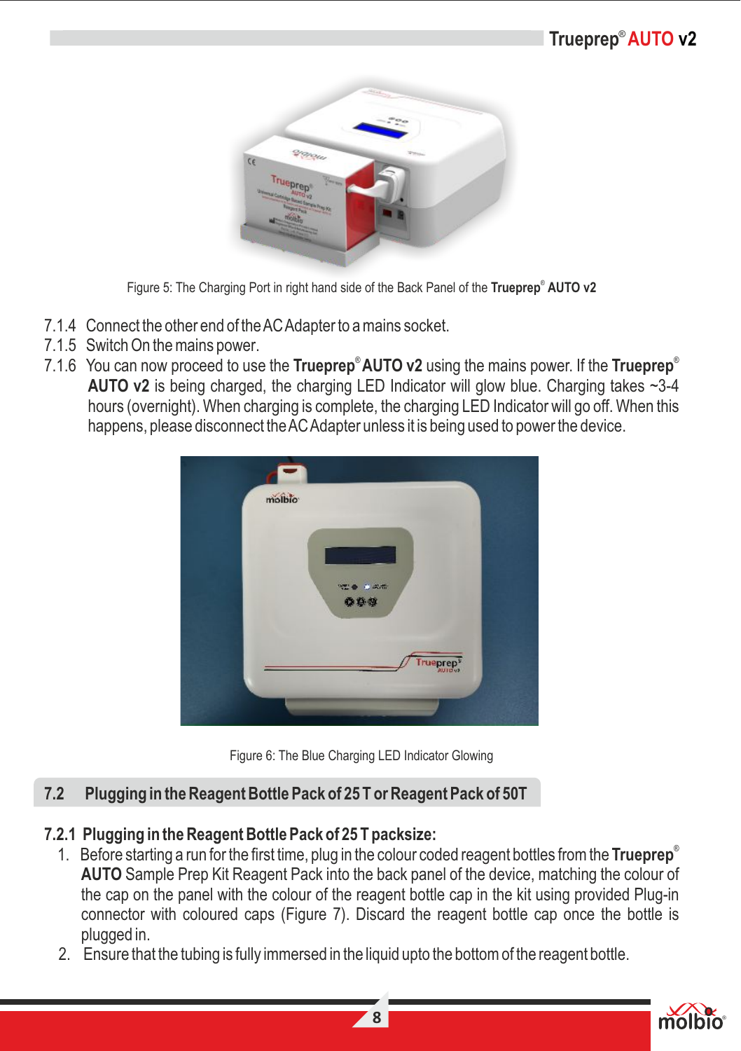Figure 5: The Charging Port in right hand side of the Back Panel of the **Trueprep® AUTO v2**

7.1.4 Connect the other end of the AC Adapter to a mains socket.

7.1.5 Switch On the mains power.

7.1.6 You can now proceed to use the **Trueprep® AUTO v2** using the mains power. If the **Trueprep® AUTO v2** is being charged, the charging LED Indicator will glow blue. Charging takes ~3-4 hours (overnight). When charging is complete, the charging LED Indicator will go off. When this happens, please disconnect the AC Adapter unless it is being used to power the device.

Figure 6: The Blue Charging LED Indicator Glowing

## 7.2 Plugging in the Reagent Bottle Pack of 25 T or Reagent Pack of 50T

### 7.2.1 Plugging in the Reagent Bottle Pack of 25 T packsize:

1. Before starting a run for the first time, plug in the colour coded reagent bottles from the **Trueprep® AUTO** Sample Prep Kit Reagent Pack into the back panel of the device, matching the colour of the cap on the panel with the colour of the reagent bottle cap in the kit using provided Plug-in connector with coloured caps (Figure 7). Discard the reagent bottle cap once the bottle is plugged in.
2. Ensure that the tubing is fully immersed in the liquid upto the bottom of the reagent bottle.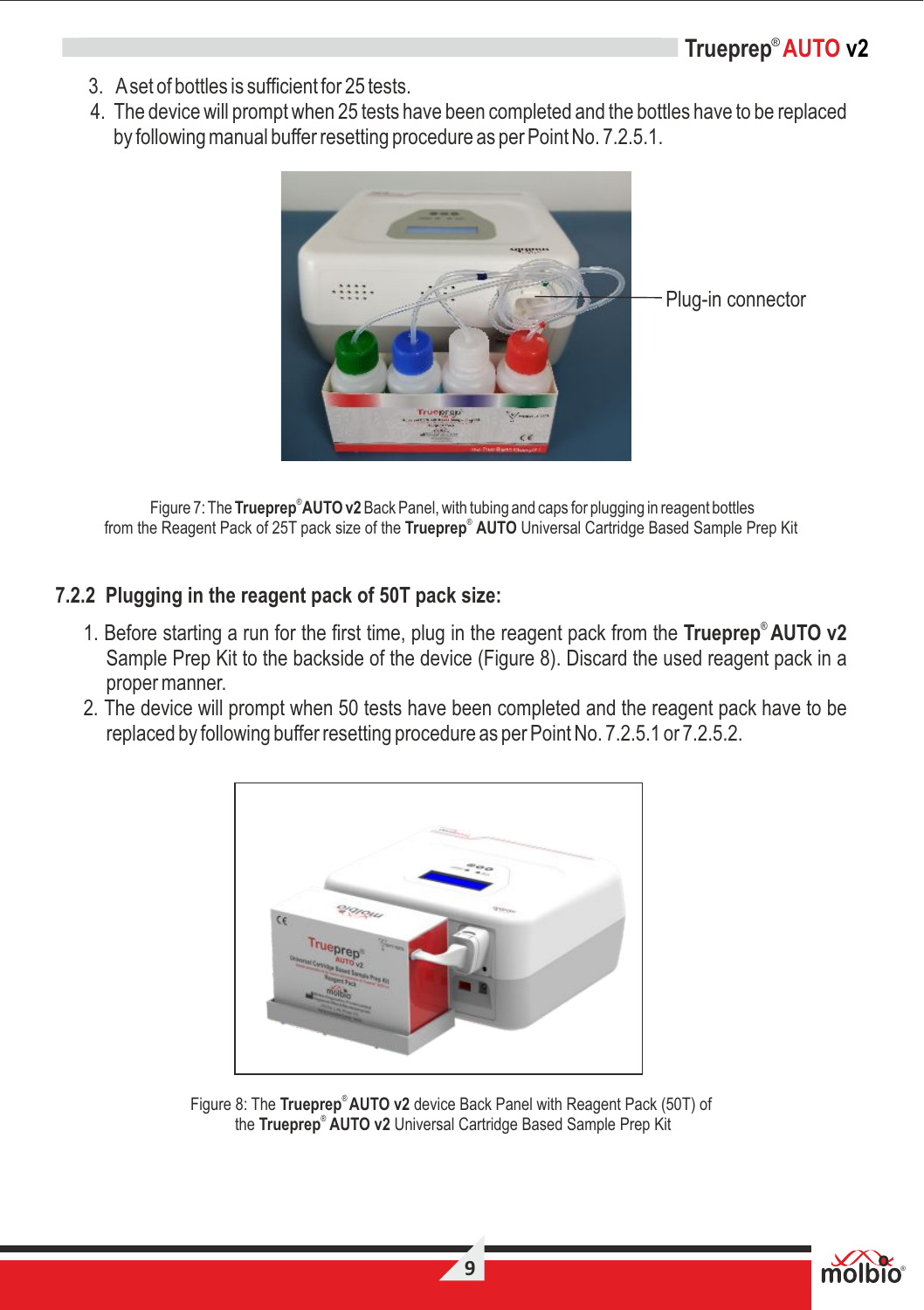3. A set of bottles is sufficient for 25 tests.
4. The device will prompt when 25 tests have been completed and the bottles have to be replaced by following manual buffer resetting procedure as per Point No. 7.2.5.1.

Plug-in connector

Figure 7: The **Trueprep® AUTO v2** Back Panel, with tubing and caps for plugging in reagent bottles from the Reagent Pack of 25T pack size of the **Trueprep® AUTO** Universal Cartridge Based Sample Prep Kit

### 7.2.2 Plugging in the reagent pack of 50T pack size:

1. Before starting a run for the first time, plug in the reagent pack from the **Trueprep® AUTO v2** Sample Prep Kit to the backside of the device (Figure 8). Discard the used reagent pack in a proper manner.
2. The device will prompt when 50 tests have been completed and the reagent pack have to be replaced by following buffer resetting procedure as per Point No. 7.2.5.1 or 7.2.5.2.

Figure 8: The **Trueprep® AUTO v2** device Back Panel with Reagent Pack (50T) of the **Trueprep® AUTO v2** Universal Cartridge Based Sample Prep Kit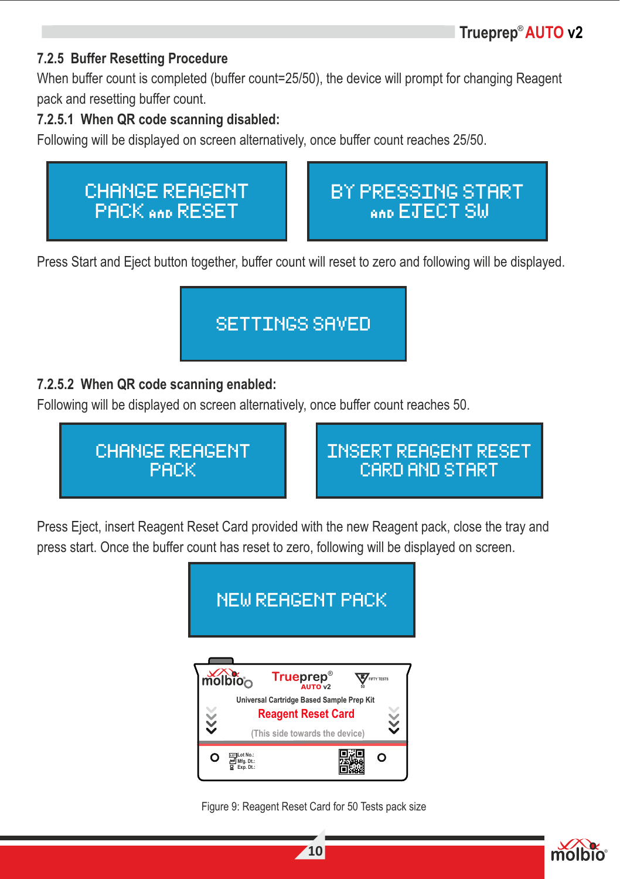### 7.2.5 Buffer Resetting Procedure

When buffer count is completed (buffer count=25/50), the device will prompt for changing Reagent pack and resetting buffer count.

#### 7.2.5.1 When QR code scanning disabled:

Following will be displayed on screen alternatively, once buffer count reaches 25/50.

CHANGE REAGENT PACK AND RESET

BY PRESSING START AND EJECT SW

Press Start and Eject button together, buffer count will reset to zero and following will be displayed.

SETTINGS SAVED

#### 7.2.5.2 When QR code scanning enabled:

Following will be displayed on screen alternatively, once buffer count reaches 50.

CHANGE REAGENT PACK

INSERT REAGENT RESET CARD AND START

Press Eject, insert Reagent Reset Card provided with the new Reagent pack, close the tray and press start. Once the buffer count has reset to zero, following will be displayed on screen.

NEW REAGENT PACK

molbio Trueprep® AUTO v2 FIFTY TESTS 50

Universal Cartridge Based Sample Prep Kit

Reagent Reset Card

(This side towards the device)

Lot No.:
Mfg. Dt.:
Exp. Dt.:

Figure 9: Reagent Reset Card for 50 Tests pack size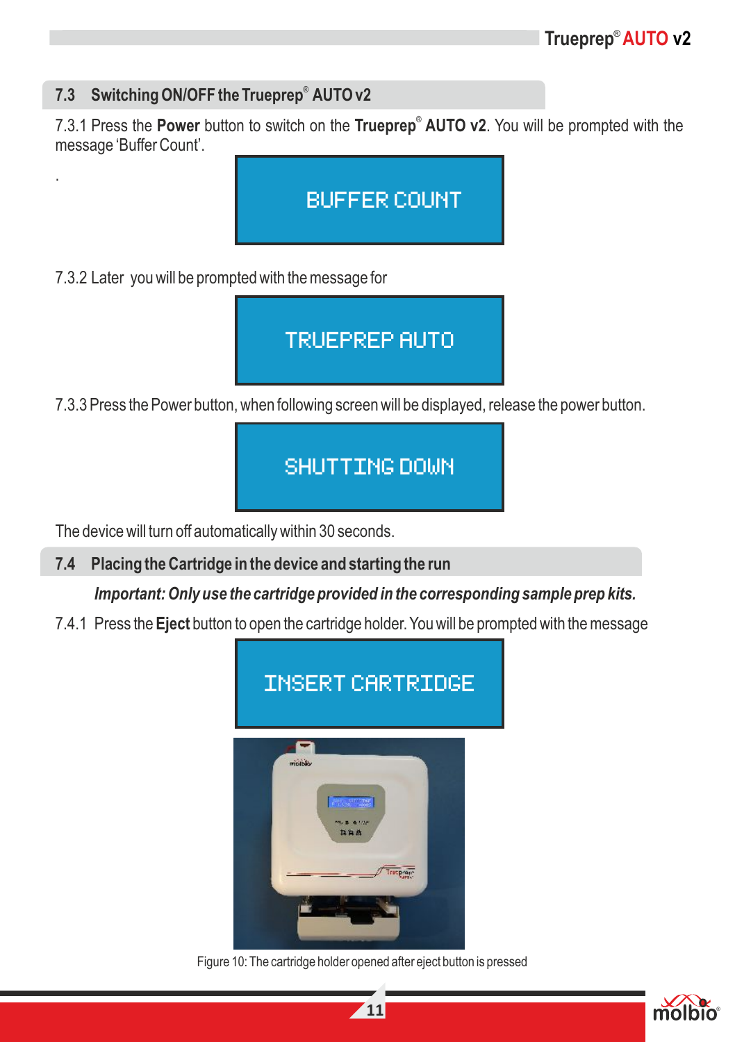## 7.3 Switching ON/OFF the Trueprep® AUTO v2

7.3.1 Press the **Power** button to switch on the **Trueprep® AUTO v2**. You will be prompted with the message 'Buffer Count'.

.

BUFFER COUNT

7.3.2 Later you will be prompted with the message for

TRUEPREP AUTO

7.3.3 Press the Power button, when following screen will be displayed, release the power button.

SHUTTING DOWN

The device will turn off automatically within 30 seconds.

## 7.4 Placing the Cartridge in the device and starting the run

***Important: Only use the cartridge provided in the corresponding sample prep kits.***

7.4.1 Press the **Eject** button to open the cartridge holder. You will be prompted with the message

INSERT CARTRIDGE

Figure 10: The cartridge holder opened after eject button is pressed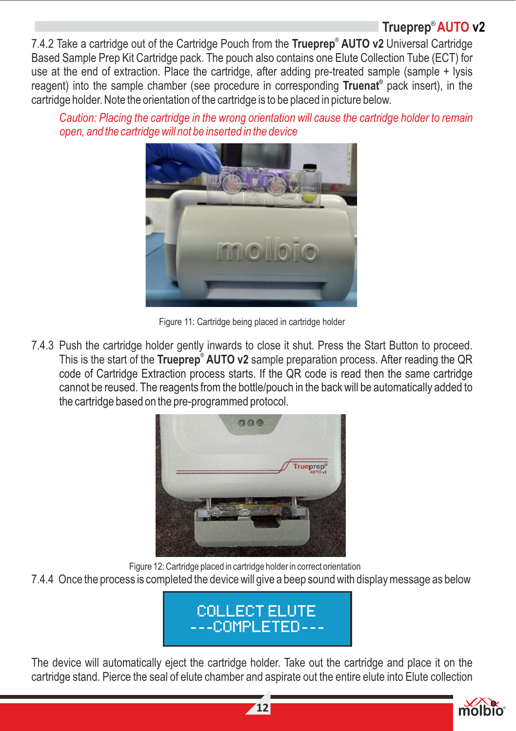7.4.2 Take a cartridge out of the Cartridge Pouch from the **Trueprep® AUTO v2** Universal Cartridge Based Sample Prep Kit Cartridge pack. The pouch also contains one Elute Collection Tube (ECT) for use at the end of extraction. Place the cartridge, after adding pre-treated sample (sample + lysis reagent) into the sample chamber (see procedure in corresponding **Truenat®** pack insert), in the cartridge holder. Note the orientation of the cartridge is to be placed in picture below.

*Caution: Placing the cartridge in the wrong orientation will cause the cartridge holder to remain open, and the cartridge will not be inserted in the device*

Figure 11: Cartridge being placed in cartridge holder

7.4.3 Push the cartridge holder gently inwards to close it shut. Press the Start Button to proceed. This is the start of the **Trueprep® AUTO v2** sample preparation process. After reading the QR code of Cartridge Extraction process starts. If the QR code is read then the same cartridge cannot be reused. The reagents from the bottle/pouch in the back will be automatically added to the cartridge based on the pre-programmed protocol.

Figure 12: Cartridge placed in cartridge holder in correct orientation

7.4.4 Once the process is completed the device will give a beep sound with display message as below

```
COLLECT ELUTE
---COMPLETED---
```

The device will automatically eject the cartridge holder. Take out the cartridge and place it on the cartridge stand. Pierce the seal of elute chamber and aspirate out the entire elute into Elute collection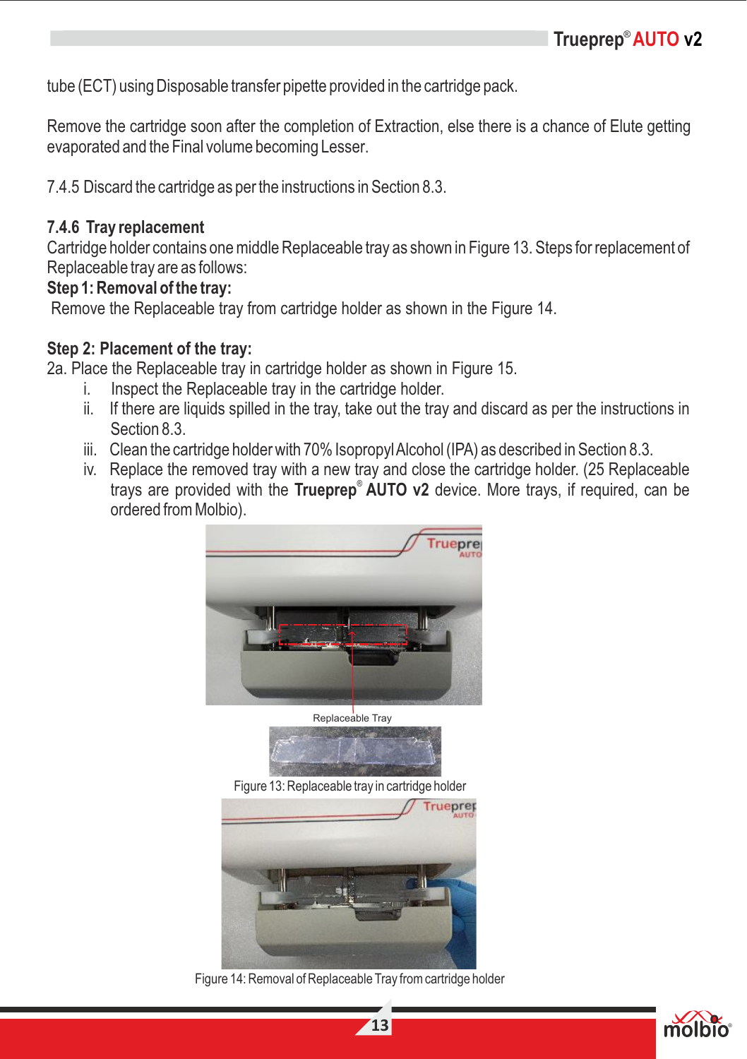tube (ECT) using Disposable transfer pipette provided in the cartridge pack.

Remove the cartridge soon after the completion of Extraction, else there is a chance of Elute getting evaporated and the Final volume becoming Lesser.

7.4.5 Discard the cartridge as per the instructions in Section 8.3.

### 7.4.6 Tray replacement

Cartridge holder contains one middle Replaceable tray as shown in Figure 13. Steps for replacement of Replaceable tray are as follows:

**Step 1: Removal of the tray:**

Remove the Replaceable tray from cartridge holder as shown in the Figure 14.

**Step 2: Placement of the tray:**

2a. Place the Replaceable tray in cartridge holder as shown in Figure 15.

i. Inspect the Replaceable tray in the cartridge holder.

ii. If there are liquids spilled in the tray, take out the tray and discard as per the instructions in Section 8.3.

iii. Clean the cartridge holder with 70% Isopropyl Alcohol (IPA) as described in Section 8.3.

iv. Replace the removed tray with a new tray and close the cartridge holder. (25 Replaceable trays are provided with the **Trueprep® AUTO v2** device. More trays, if required, can be ordered from Molbio).

Replaceable Tray

Figure 13: Replaceable tray in cartridge holder

Figure 14: Removal of Replaceable Tray from cartridge holder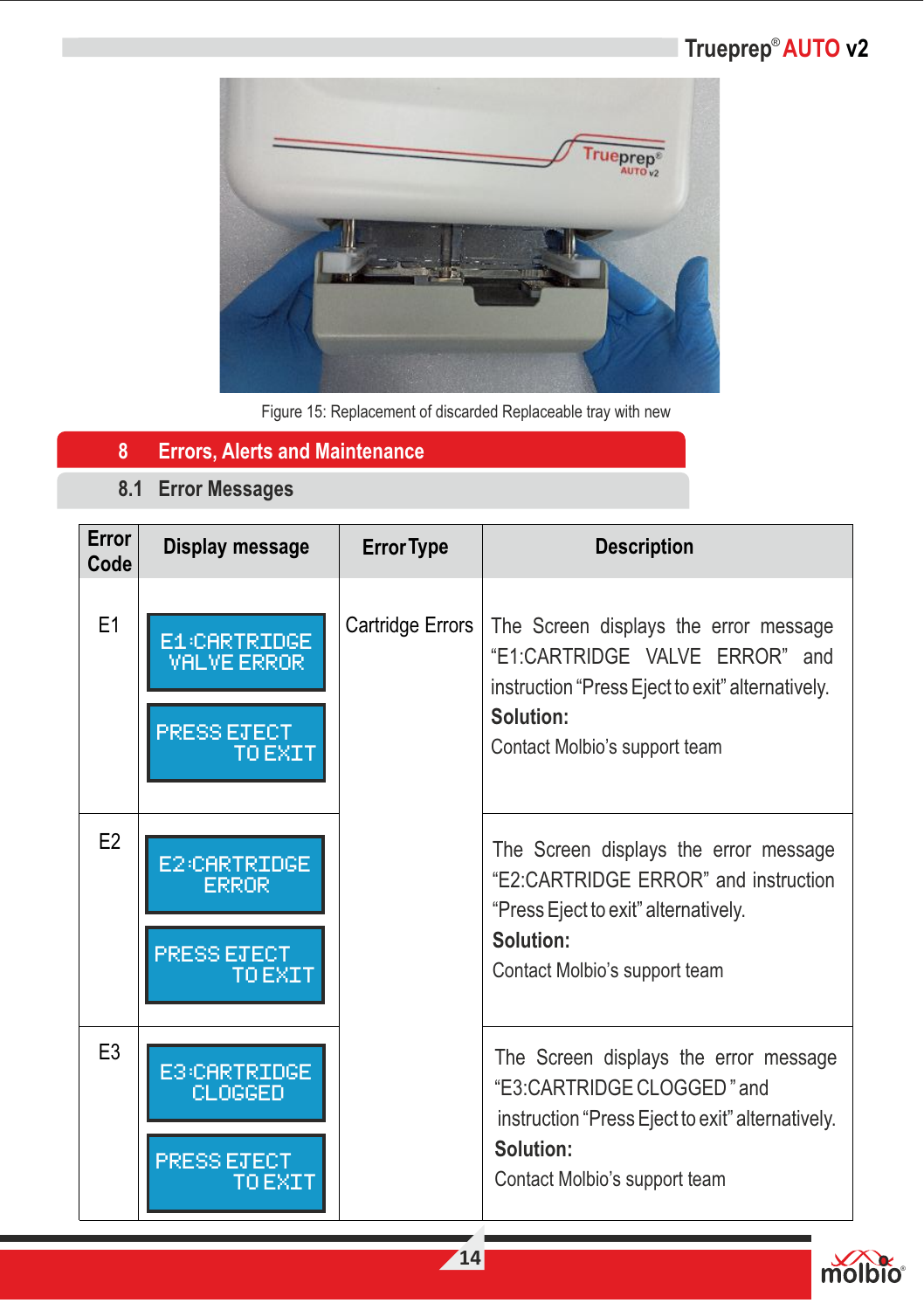Figure 15: Replacement of discarded Replaceable tray with new

# 8 Errors, Alerts and Maintenance

## 8.1 Error Messages

| Error Code | Display message | Error Type | Description |
|---|---|---|---|
| E1 | E1:CARTRIDGE VALVE ERROR / PRESS EJECT TO EXIT | Cartridge Errors | The Screen displays the error message "E1:CARTRIDGE VALVE ERROR" and instruction "Press Eject to exit" alternatively. **Solution:** Contact Molbio's support team |
| E2 | E2:CARTRIDGE ERROR / PRESS EJECT TO EXIT | | The Screen displays the error message "E2:CARTRIDGE ERROR" and instruction "Press Eject to exit" alternatively. **Solution:** Contact Molbio's support team |
| E3 | E3:CARTRIDGE CLOGGED / PRESS EJECT TO EXIT | | The Screen displays the error message "E3:CARTRIDGE CLOGGED " and instruction "Press Eject to exit" alternatively. **Solution:** Contact Molbio's support team |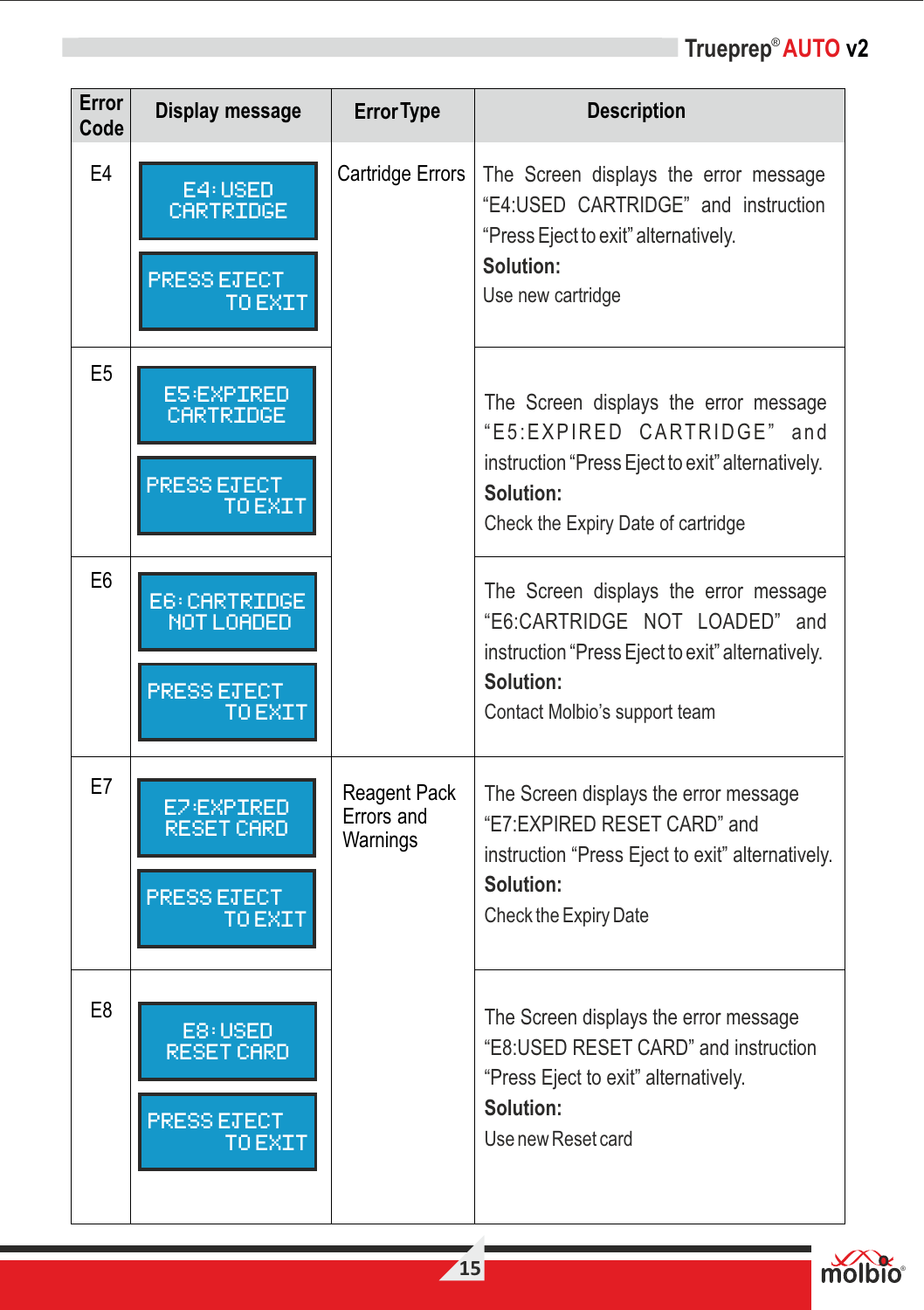| Error Code | Display message | Error Type | Description |
|---|---|---|---|
| E4 | E4: USED CARTRIDGE<br>PRESS EJECT TO EXIT | Cartridge Errors | The Screen displays the error message "E4:USED CARTRIDGE" and instruction "Press Eject to exit" alternatively.<br>**Solution:**<br>Use new cartridge |
| E5 | E5:EXPIRED CARTRIDGE<br>PRESS EJECT TO EXIT | | The Screen displays the error message "E5:EXPIRED CARTRIDGE" and instruction "Press Eject to exit" alternatively.<br>**Solution:**<br>Check the Expiry Date of cartridge |
| E6 | E6: CARTRIDGE NOT LOADED<br>PRESS EJECT TO EXIT | | The Screen displays the error message "E6:CARTRIDGE NOT LOADED" and instruction "Press Eject to exit" alternatively.<br>**Solution:**<br>Contact Molbio's support team |
| E7 | E7:EXPIRED RESET CARD<br>PRESS EJECT TO EXIT | Reagent Pack Errors and Warnings | The Screen displays the error message "E7:EXPIRED RESET CARD" and instruction "Press Eject to exit" alternatively.<br>**Solution:**<br>Check the Expiry Date |
| E8 | E8: USED RESET CARD<br>PRESS EJECT TO EXIT | | The Screen displays the error message "E8:USED RESET CARD" and instruction "Press Eject to exit" alternatively.<br>**Solution:**<br>Use new Reset card |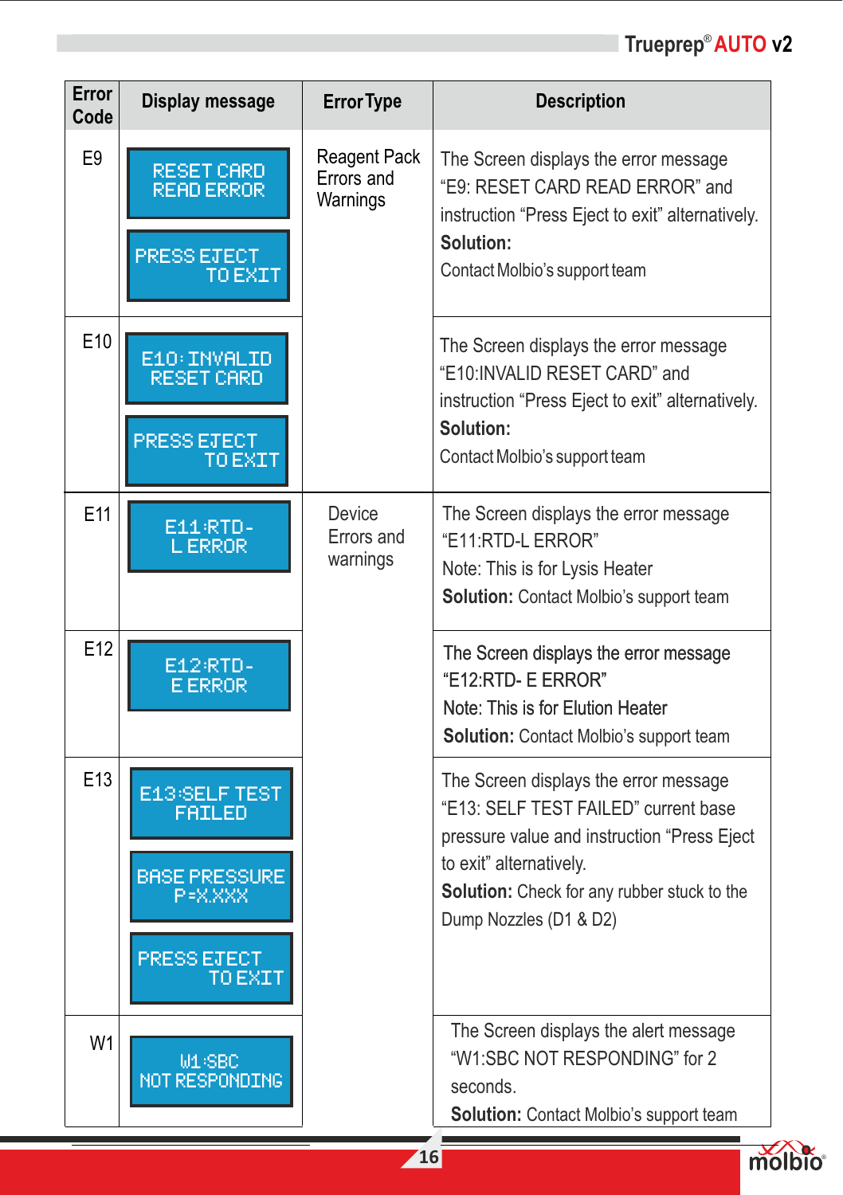| Error Code | Display message | Error Type | Description |
| --- | --- | --- | --- |
| E9 | RESET CARD READ ERROR<br>PRESS EJECT TO EXIT | Reagent Pack Errors and Warnings | The Screen displays the error message “E9: RESET CARD READ ERROR” and instruction “Press Eject to exit” alternatively.<br>**Solution:**<br>Contact Molbio’s support team |
| E10 | E10: INVALID RESET CARD<br>PRESS EJECT TO EXIT | | The Screen displays the error message “E10:INVALID RESET CARD” and instruction “Press Eject to exit” alternatively.<br>**Solution:**<br>Contact Molbio’s support team |
| E11 | E11:RTD-L ERROR | Device Errors and warnings | The Screen displays the error message “E11:RTD-L ERROR”<br>Note: This is for Lysis Heater<br>**Solution:** Contact Molbio’s support team |
| E12 | E12:RTD-E ERROR | | The Screen displays the error message “E12:RTD- E ERROR”<br>Note: This is for Elution Heater<br>**Solution:** Contact Molbio’s support team |
| E13 | E13:SELF TEST FAILED<br>BASE PRESSURE P=X.XXX<br>PRESS EJECT TO EXIT | | The Screen displays the error message “E13: SELF TEST FAILED” current base pressure value and instruction “Press Eject to exit” alternatively.<br>**Solution:** Check for any rubber stuck to the Dump Nozzles (D1 & D2) |
| W1 | W1:SBC NOT RESPONDING | | The Screen displays the alert message “W1:SBC NOT RESPONDING” for 2 seconds.<br>**Solution:** Contact Molbio’s support team |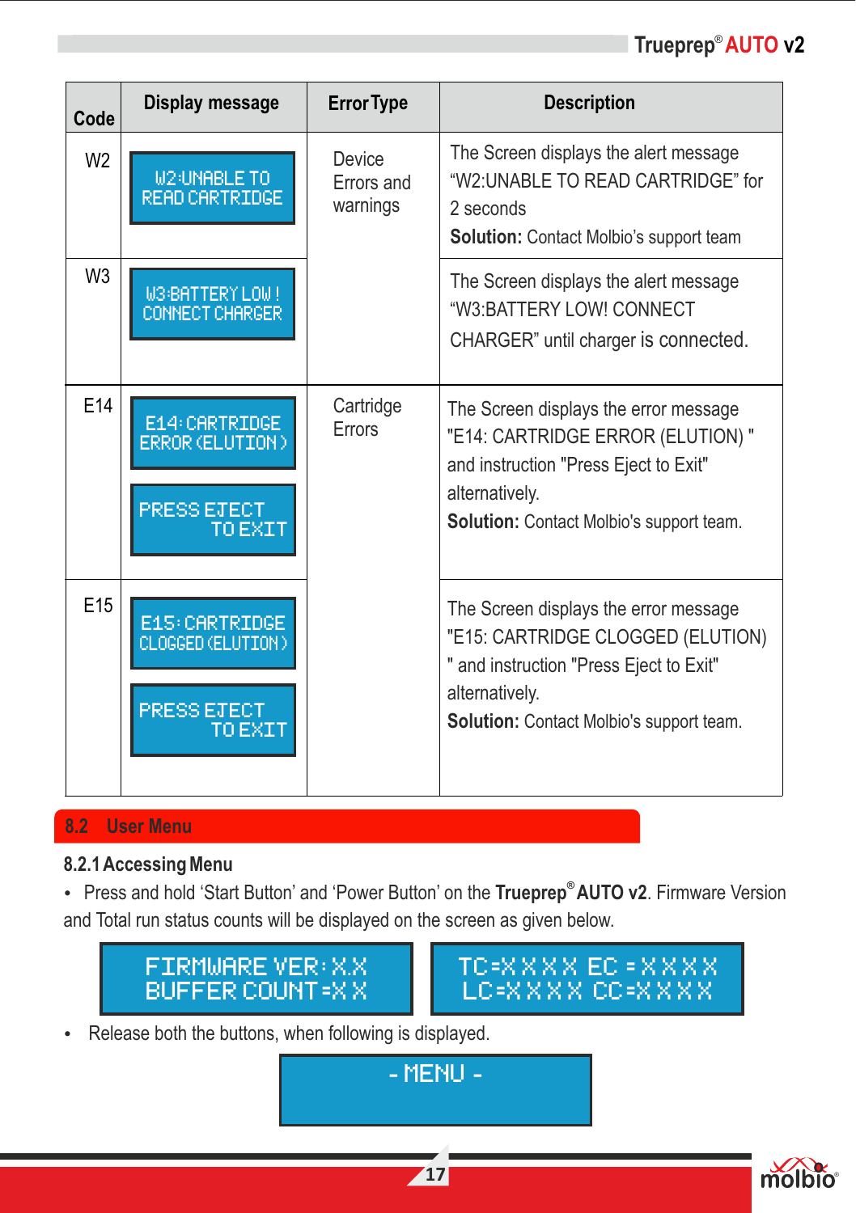| Code | Display message | Error Type | Description |
|---|---|---|---|
| W2 | W2:UNABLE TO READ CARTRIDGE | Device Errors and warnings | The Screen displays the alert message "W2:UNABLE TO READ CARTRIDGE" for 2 seconds<br>**Solution:** Contact Molbio's support team |
| W3 | W3:BATTERY LOW ! CONNECT CHARGER | | The Screen displays the alert message "W3:BATTERY LOW! CONNECT CHARGER" until charger is connected. |
| E14 | E14: CARTRIDGE ERROR (ELUTION)<br>PRESS EJECT TO EXIT | Cartridge Errors | The Screen displays the error message "E14: CARTRIDGE ERROR (ELUTION) " and instruction "Press Eject to Exit" alternatively.<br>**Solution:** Contact Molbio's support team. |
| E15 | E15: CARTRIDGE CLOGGED (ELUTION)<br>PRESS EJECT TO EXIT | | The Screen displays the error message "E15: CARTRIDGE CLOGGED (ELUTION) " and instruction "Press Eject to Exit" alternatively.<br>**Solution:** Contact Molbio's support team. |

## 8.2 User Menu

### 8.2.1 Accessing Menu

- Press and hold 'Start Button' and 'Power Button' on the **Trueprep® AUTO v2**. Firmware Version and Total run status counts will be displayed on the screen as given below.

```
FIRMWARE VER: X.X
BUFFER COUNT = X X
```

```
TC=X X X X  EC = X X X X
LC=X X X X  CC=X X X X
```

- Release both the buttons, when following is displayed.

```
- MENU -
```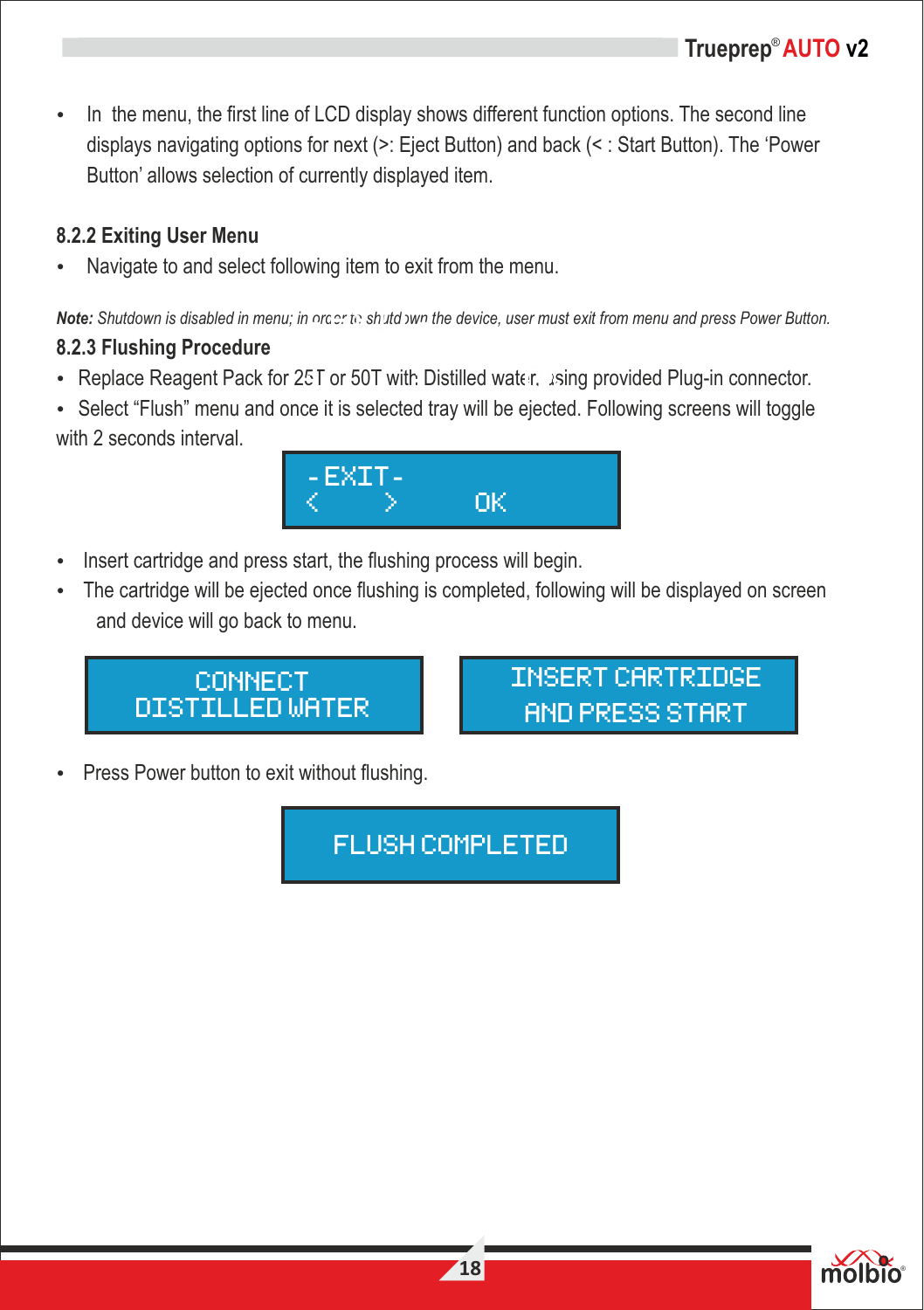- In the menu, the first line of LCD display shows different function options. The second line displays navigating options for next (>: Eject Button) and back (< : Start Button). The 'Power Button' allows selection of currently displayed item.

### 8.2.2 Exiting User Menu

- Navigate to and select following item to exit from the menu.

***Note:*** *Shutdown is disabled in menu; in order to shutdown the device, user must exit from menu and press Power Button.*

### 8.2.3 Flushing Procedure

- Replace Reagent Pack for 25T or 50T with Distilled water, using provided Plug-in connector.
- Select "Flush" menu and once it is selected tray will be ejected. Following screens will toggle with 2 seconds interval.

```
-EXIT-
<    >     OK
```

- Insert cartridge and press start, the flushing process will begin.
- The cartridge will be ejected once flushing is completed, following will be displayed on screen and device will go back to menu.

```
CONNECT
DISTILLED WATER
```

```
INSERT CARTRIDGE
AND PRESS START
```

- Press Power button to exit without flushing.

```
FLUSH COMPLETED
```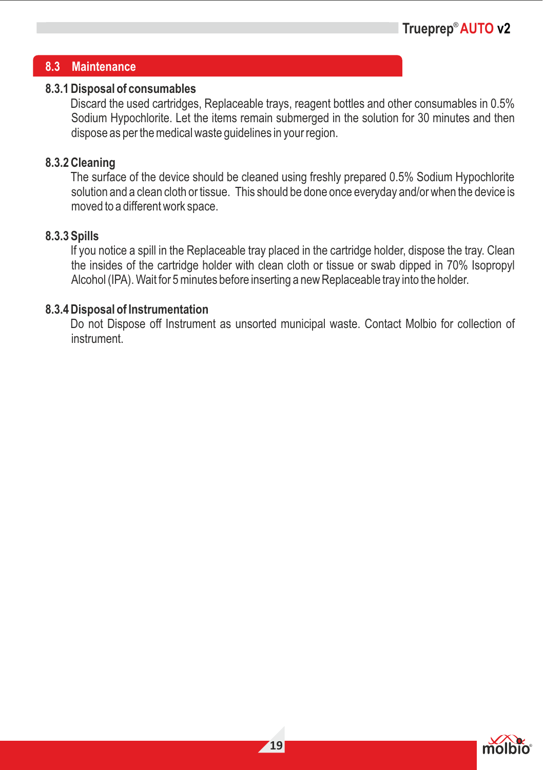## 8.3 Maintenance

### 8.3.1 Disposal of consumables

Discard the used cartridges, Replaceable trays, reagent bottles and other consumables in 0.5% Sodium Hypochlorite. Let the items remain submerged in the solution for 30 minutes and then dispose as per the medical waste guidelines in your region.

### 8.3.2 Cleaning

The surface of the device should be cleaned using freshly prepared 0.5% Sodium Hypochlorite solution and a clean cloth or tissue. This should be done once everyday and/or when the device is moved to a different work space.

### 8.3.3 Spills

If you notice a spill in the Replaceable tray placed in the cartridge holder, dispose the tray. Clean the insides of the cartridge holder with clean cloth or tissue or swab dipped in 70% Isopropyl Alcohol (IPA). Wait for 5 minutes before inserting a new Replaceable tray into the holder.

### 8.3.4 Disposal of Instrumentation

Do not Dispose off Instrument as unsorted municipal waste. Contact Molbio for collection of instrument.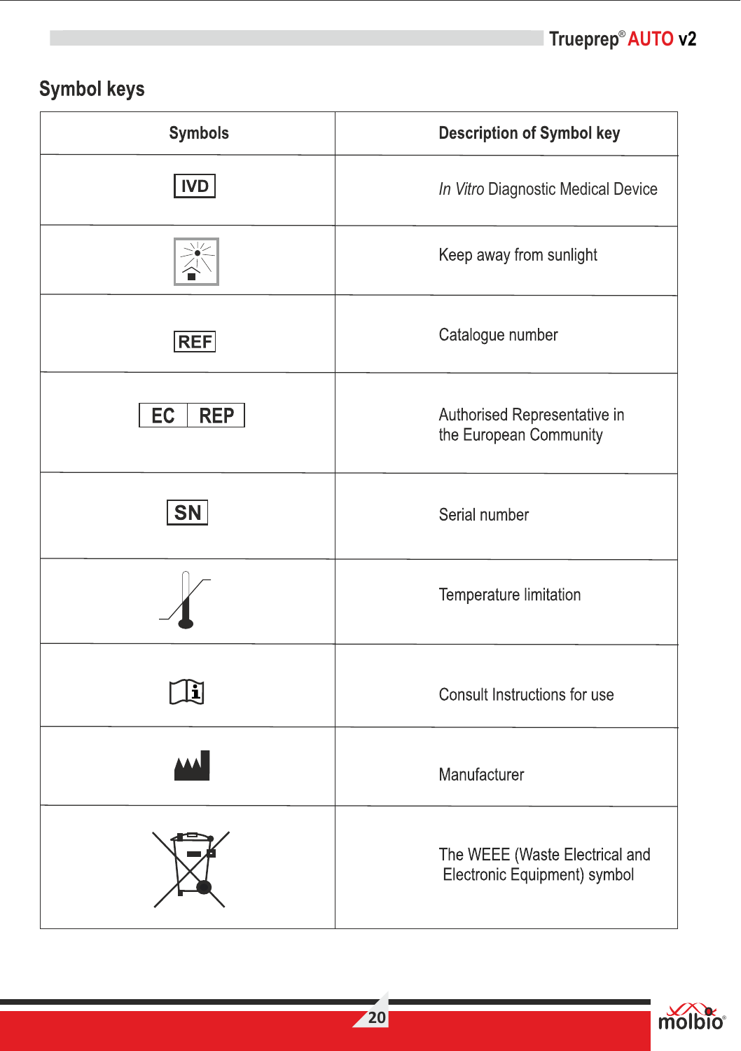## Symbol keys

| Symbols | Description of Symbol key |
|---|---|
| IVD | *In Vitro* Diagnostic Medical Device |
| | Keep away from sunlight |
| REF | Catalogue number |
| EC REP | Authorised Representative in the European Community |
| SN | Serial number |
| | Temperature limitation |
| | Consult Instructions for use |
| | Manufacturer |
| | The WEEE (Waste Electrical and Electronic Equipment) symbol |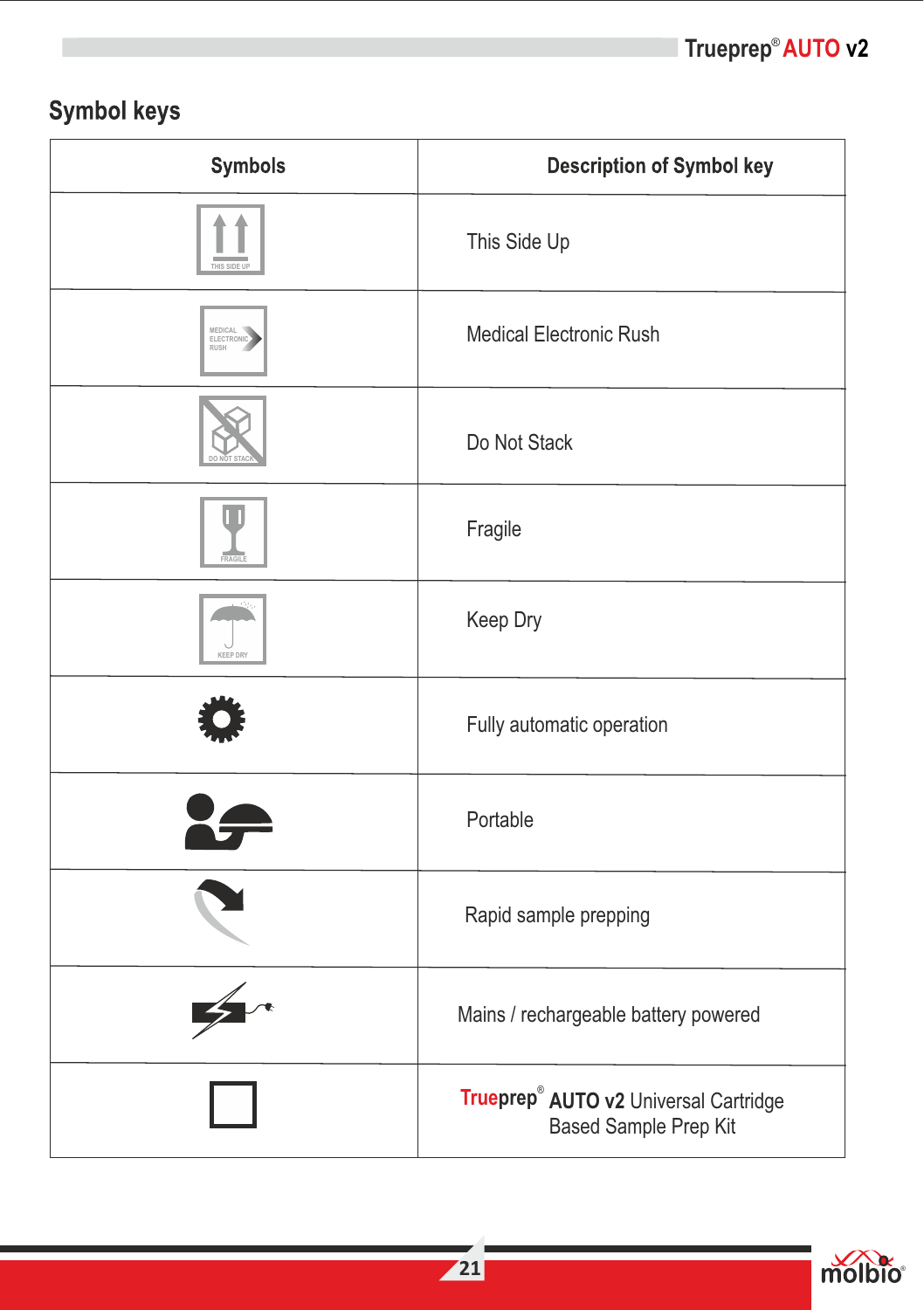## Symbol keys

| Symbols | Description of Symbol key |
| --- | --- |
| THIS SIDE UP | This Side Up |
| MEDICAL ELECTRONIC RUSH | Medical Electronic Rush |
| DO NOT STACK | Do Not Stack |
| FRAGILE | Fragile |
| KEEP DRY | Keep Dry |
| | Fully automatic operation |
| | Portable |
| | Rapid sample prepping |
| | Mains / rechargeable battery powered |
| | Trueprep® AUTO v2 Universal Cartridge Based Sample Prep Kit |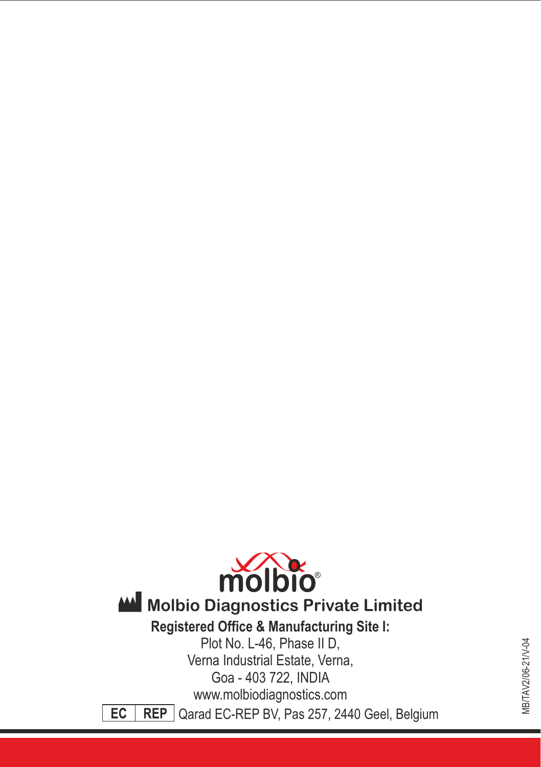molbio®

**Molbio Diagnostics Private Limited**

**Registered Office & Manufacturing Site I:**

Plot No. L-46, Phase II D,
Verna Industrial Estate, Verna,
Goa - 403 722, INDIA
www.molbiodiagnostics.com

EC REP Qarad EC-REP BV, Pas 257, 2440 Geel, Belgium

MB/TAV2/06-21/V-04